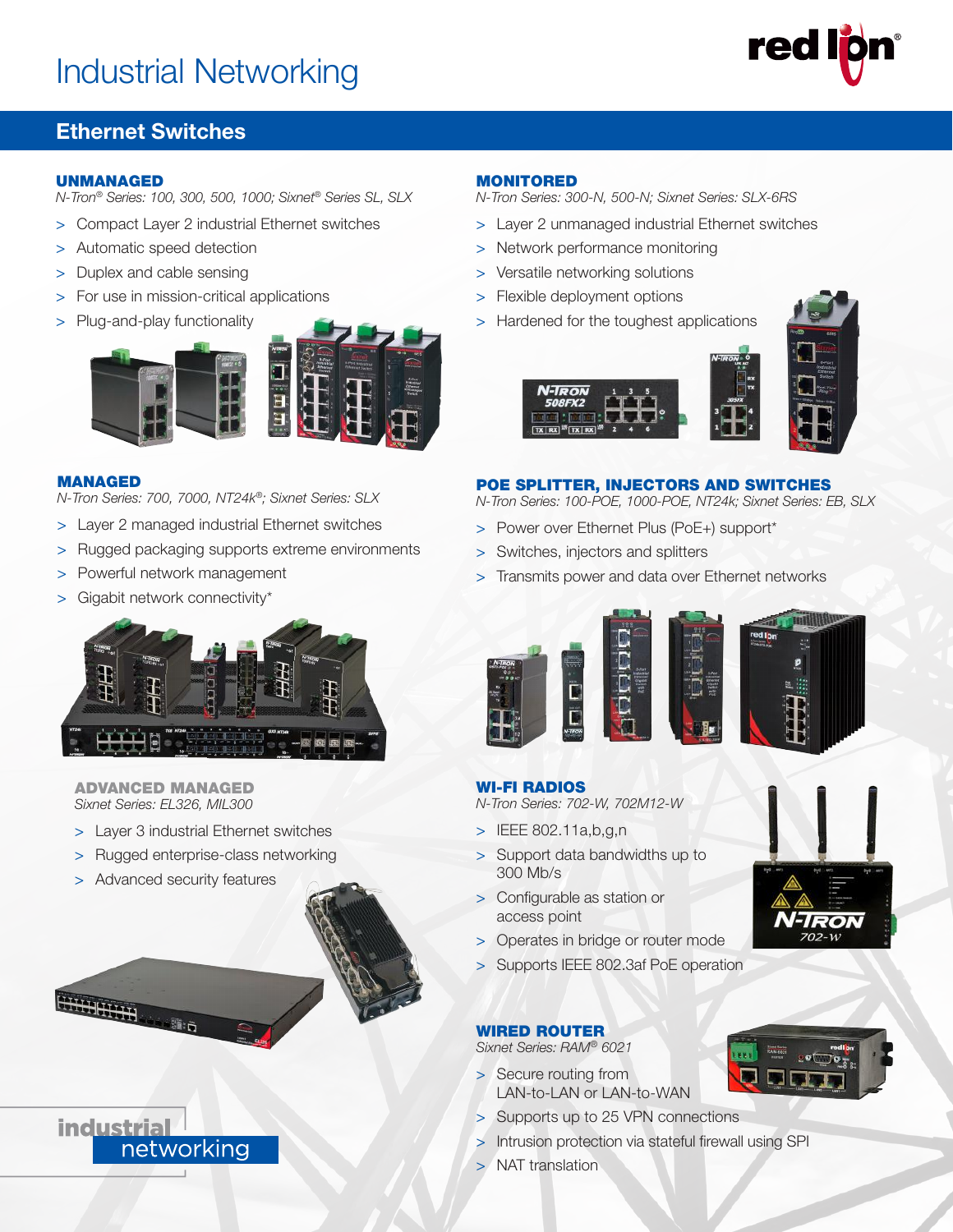# Industrial Networking

## Ethernet Switches

### UNMANAGED

*N-Tron® Series: 100, 300, 500, 1000; Sixnet® Series SL, SLX*

- Compact Layer 2 industrial Ethernet switches
- Automatic speed detection
- Duplex and cable sensing
- For use in mission-critical applications
- Plug-and-play functionality

### MONITORED

*N-Tron Series: 300-N, 500-N; Sixnet Series: SLX-6RS*

- Layer 2 unmanaged industrial Ethernet switches
- Network performance monitoring
- Versatile networking solutions
- Flexible deployment options
- Hardened for the toughest applications

### MANAGED

*N-Tron Series: 700, 7000, NT24k®; Sixnet Series: SLX*

- Layer 2 managed industrial Ethernet switches
- Rugged packaging supports extreme environments
- Powerful network management
- Gigabit network connectivity*

### POE SPLITTER, INJECTORS AND SWITCHES

*N-Tron Series: 100-POE, 1000-POE, NT24k; Sixnet Series: EB, SLX*

- Power over Ethernet Plus (PoE+) support*
- Switches, injectors and splitters
- Transmits power and data over Ethernet networks

### ADVANCED MANAGED

*Sixnet Series: EL326, MIL300*

- Layer 3 industrial Ethernet switches
- Rugged enterprise-class networking
- Advanced security features

### WI-FI RADIOS

*N-Tron Series: 702-W, 702M12-W*

- IEEE 802.11a,b,g,n
- Support data bandwidths up to 300 Mb/s
- Configurable as station or access point
- Operates in bridge or router mode
- Supports IEEE 802.3af PoE operation

### WIRED ROUTER

*Sixnet Series: RAM® 6021*

- Secure routing from LAN-to-LAN or LAN-to-WAN
- Supports up to 25 VPN connections
- Intrusion protection via stateful firewall using SPI
- NAT translation

industrial networking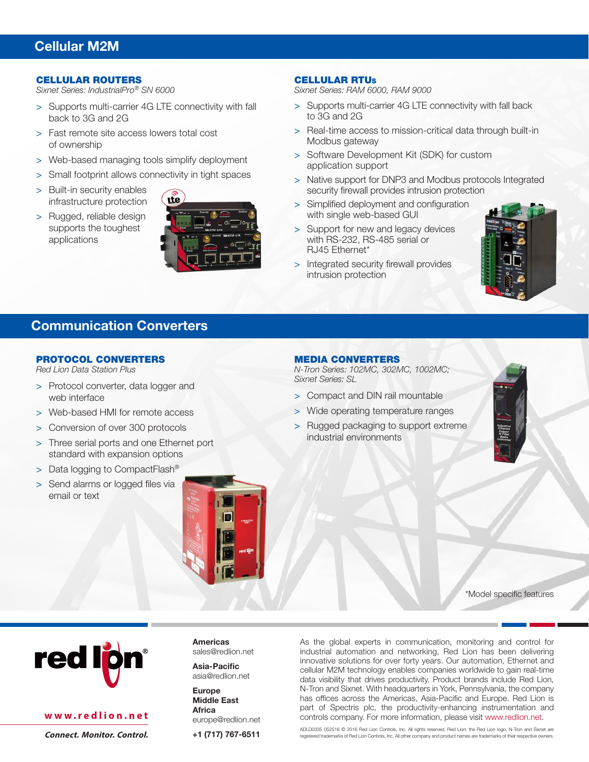## Cellular M2M

### CELLULAR ROUTERS

*Sixnet Series: IndustrialPro® SN 6000*

- Supports multi-carrier 4G LTE connectivity with fall back to 3G and 2G
- Fast remote site access lowers total cost of ownership
- Web-based managing tools simplify deployment
- Small footprint allows connectivity in tight spaces
- Built-in security enables infrastructure protection
- Rugged, reliable design supports the toughest applications

### CELLULAR RTUs

*Sixnet Series: RAM 6000, RAM 9000*

- Supports multi-carrier 4G LTE connectivity with fall back to 3G and 2G
- Real-time access to mission-critical data through built-in Modbus gateway
- Software Development Kit (SDK) for custom application support
- Native support for DNP3 and Modbus protocols Integrated security firewall provides intrusion protection
- Simplified deployment and configuration with single web-based GUI
- Support for new and legacy devices with RS-232, RS-485 serial or RJ45 Ethernet*
- Integrated security firewall provides intrusion protection

## Communication Converters

### PROTOCOL CONVERTERS

*Red Lion Data Station Plus*

- Protocol converter, data logger and web interface
- Web-based HMI for remote access
- Conversion of over 300 protocols
- Three serial ports and one Ethernet port standard with expansion options
- Data logging to CompactFlash®
- Send alarms or logged files via email or text

### MEDIA CONVERTERS

*N-Tron Series: 102MC, 302MC, 1002MC; Sixnet Series: SL*

- Compact and DIN rail mountable
- Wide operating temperature ranges
- Rugged packaging to support extreme industrial environments

*Model specific features

red lion®

www.redlion.net

*Connect. Monitor. Control.*

**Americas**
sales@redlion.net

**Asia-Pacific**
asia@redlion.net

**Europe**
**Middle East**
**Africa**
europe@redlion.net

**+1 (717) 767-6511**

As the global experts in communication, monitoring and control for industrial automation and networking, Red Lion has been delivering innovative solutions for over forty years. Our automation, Ethernet and cellular M2M technology enables companies worldwide to gain real-time data visibility that drives productivity. Product brands include Red Lion, N-Tron and Sixnet. With headquarters in York, Pennsylvania, the company has offices across the Americas, Asia-Pacific and Europe. Red Lion is part of Spectris plc, the productivity-enhancing instrumentation and controls company. For more information, please visit www.redlion.net.

ADLD0335 052516 © 2016 Red Lion Controls, Inc. All rights reserved. Red Lion, the Red Lion logo, N-Tron and Sixnet are registered trademarks of Red Lion Controls, Inc. All other company and product names are trademarks of their respective owners.